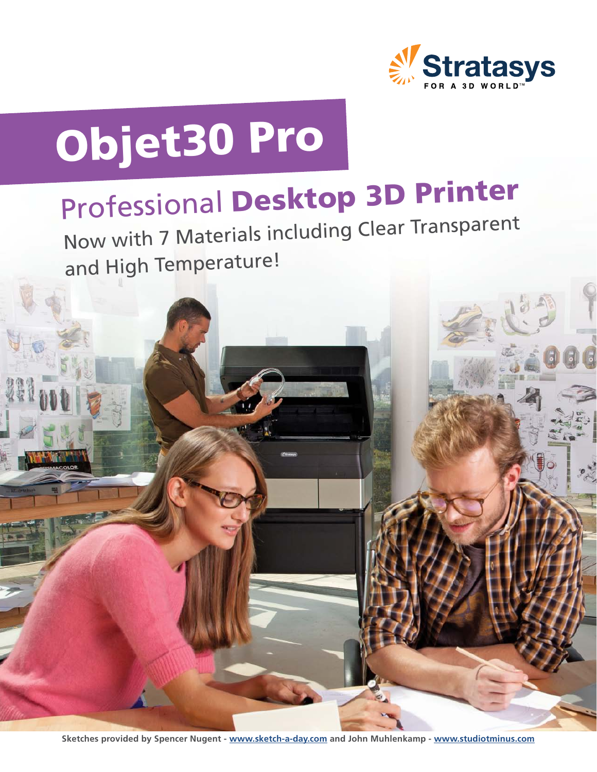Stratasys
FOR A 3D WORLD™

# Objet30 Pro

## Professional **Desktop 3D Printer**

Now with 7 Materials including Clear Transparent and High Temperature!

Sketches provided by Spencer Nugent - www.sketch-a-day.com and John Muhlenkamp - www.studiotminus.com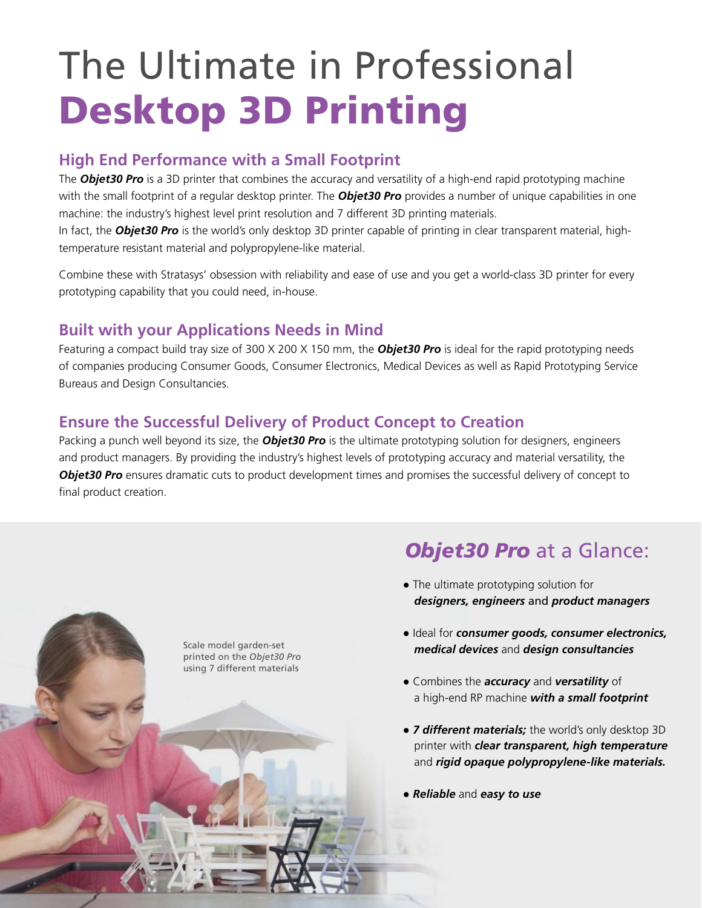# The Ultimate in Professional **Desktop 3D Printing**

## High End Performance with a Small Footprint

The ***Objet30 Pro*** is a 3D printer that combines the accuracy and versatility of a high-end rapid prototyping machine with the small footprint of a regular desktop printer. The ***Objet30 Pro*** provides a number of unique capabilities in one machine: the industry's highest level print resolution and 7 different 3D printing materials.
In fact, the ***Objet30 Pro*** is the world's only desktop 3D printer capable of printing in clear transparent material, high-temperature resistant material and polypropylene-like material.

Combine these with Stratasys' obsession with reliability and ease of use and you get a world-class 3D printer for every prototyping capability that you could need, in-house.

## Built with your Applications Needs in Mind

Featuring a compact build tray size of 300 X 200 X 150 mm, the ***Objet30 Pro*** is ideal for the rapid prototyping needs of companies producing Consumer Goods, Consumer Electronics, Medical Devices as well as Rapid Prototyping Service Bureaus and Design Consultancies.

## Ensure the Successful Delivery of Product Concept to Creation

Packing a punch well beyond its size, the ***Objet30 Pro*** is the ultimate prototyping solution for designers, engineers and product managers. By providing the industry's highest levels of prototyping accuracy and material versatility, the ***Objet30 Pro*** ensures dramatic cuts to product development times and promises the successful delivery of concept to final product creation.

Scale model garden-set printed on the *Objet30 Pro* using 7 different materials

## ***Objet30 Pro*** at a Glance:

- The ultimate prototyping solution for ***designers, engineers*** and ***product managers***
- Ideal for ***consumer goods, consumer electronics, medical devices*** and ***design consultancies***
- Combines the ***accuracy*** and ***versatility*** of a high-end RP machine ***with a small footprint***
- ***7 different materials;*** the world's only desktop 3D printer with ***clear transparent, high temperature*** and ***rigid opaque polypropylene-like materials.***
- ***Reliable*** and ***easy to use***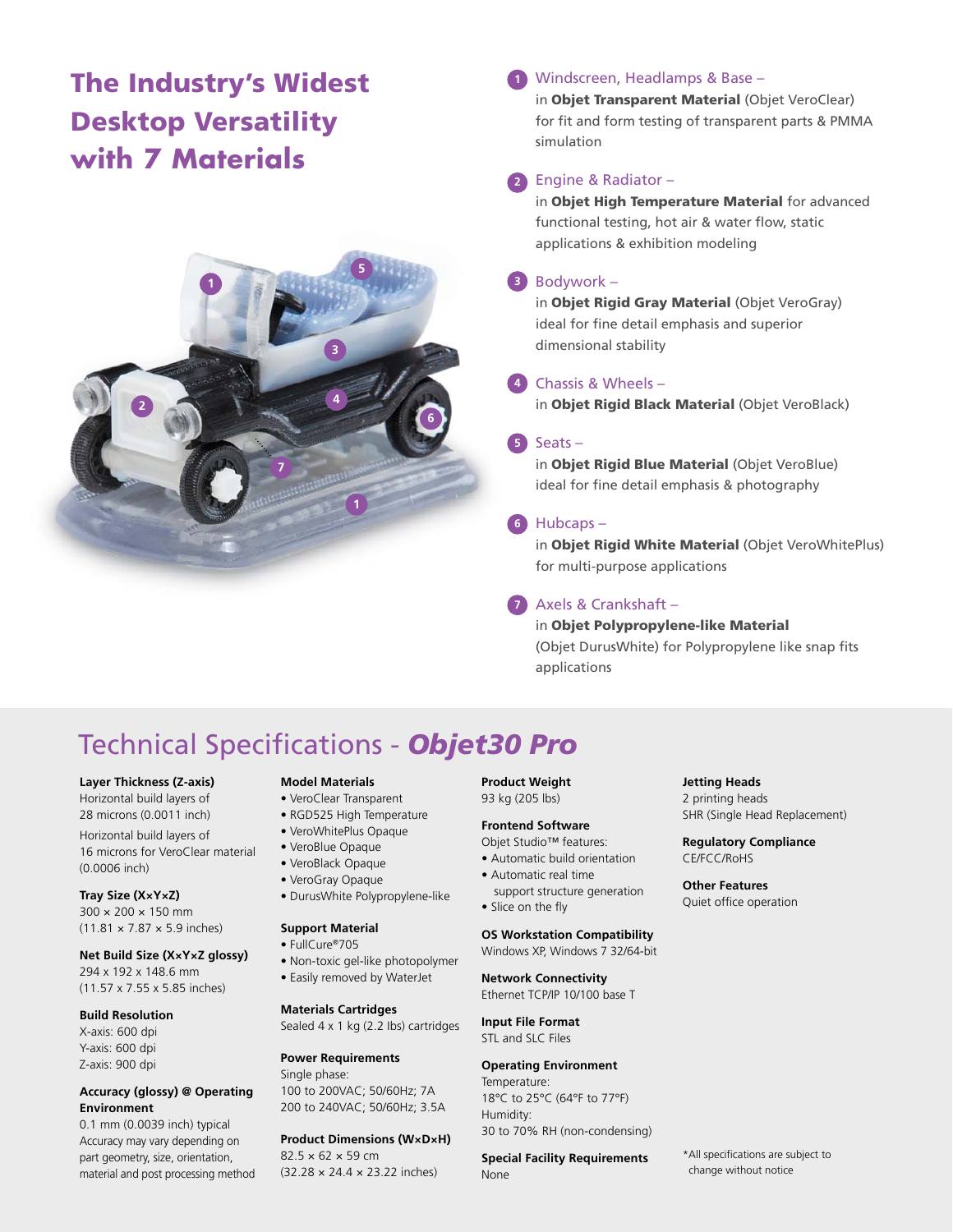# The Industry's Widest Desktop Versatility with 7 Materials

1. **Windscreen, Headlamps & Base –** in **Objet Transparent Material** (Objet VeroClear) for fit and form testing of transparent parts & PMMA simulation

2. **Engine & Radiator –** in **Objet High Temperature Material** for advanced functional testing, hot air & water flow, static applications & exhibition modeling

3. **Bodywork –** in **Objet Rigid Gray Material** (Objet VeroGray) ideal for fine detail emphasis and superior dimensional stability

4. **Chassis & Wheels –** in **Objet Rigid Black Material** (Objet VeroBlack)

5. **Seats –** in **Objet Rigid Blue Material** (Objet VeroBlue) ideal for fine detail emphasis & photography

6. **Hubcaps –** in **Objet Rigid White Material** (Objet VeroWhitePlus) for multi-purpose applications

7. **Axels & Crankshaft –** in **Objet Polypropylene-like Material** (Objet DurusWhite) for Polypropylene like snap fits applications

## Technical Specifications - *Objet30 Pro*

**Layer Thickness (Z-axis)**
Horizontal build layers of 28 microns (0.0011 inch)
Horizontal build layers of 16 microns for VeroClear material (0.0006 inch)

**Tray Size (X×Y×Z)**
300 × 200 × 150 mm
(11.81 × 7.87 × 5.9 inches)

**Net Build Size (X×Y×Z glossy)**
294 x 192 x 148.6 mm
(11.57 x 7.55 x 5.85 inches)

**Build Resolution**
X-axis: 600 dpi
Y-axis: 600 dpi
Z-axis: 900 dpi

**Accuracy (glossy) @ Operating Environment**
0.1 mm (0.0039 inch) typical
Accuracy may vary depending on part geometry, size, orientation, material and post processing method

**Model Materials**
- VeroClear Transparent
- RGD525 High Temperature
- VeroWhitePlus Opaque
- VeroBlue Opaque
- VeroBlack Opaque
- VeroGray Opaque
- DurusWhite Polypropylene-like

**Support Material**
- FullCure®705
- Non-toxic gel-like photopolymer
- Easily removed by WaterJet

**Materials Cartridges**
Sealed 4 x 1 kg (2.2 lbs) cartridges

**Power Requirements**
Single phase:
100 to 200VAC; 50/60Hz; 7A
200 to 240VAC; 50/60Hz; 3.5A

**Product Dimensions (W×D×H)**
82.5 × 62 × 59 cm
(32.28 × 24.4 × 23.22 inches)

**Product Weight**
93 kg (205 lbs)

**Frontend Software**
Objet Studio™ features:
- Automatic build orientation
- Automatic real time support structure generation
- Slice on the fly

**OS Workstation Compatibility**
Windows XP, Windows 7 32/64-bit

**Network Connectivity**
Ethernet TCP/IP 10/100 base T

**Input File Format**
STL and SLC Files

**Operating Environment**
Temperature:
18°C to 25°C (64°F to 77°F)
Humidity:
30 to 70% RH (non-condensing)

**Special Facility Requirements**
None

**Jetting Heads**
2 printing heads
SHR (Single Head Replacement)

**Regulatory Compliance**
CE/FCC/RoHS

**Other Features**
Quiet office operation

*All specifications are subject to change without notice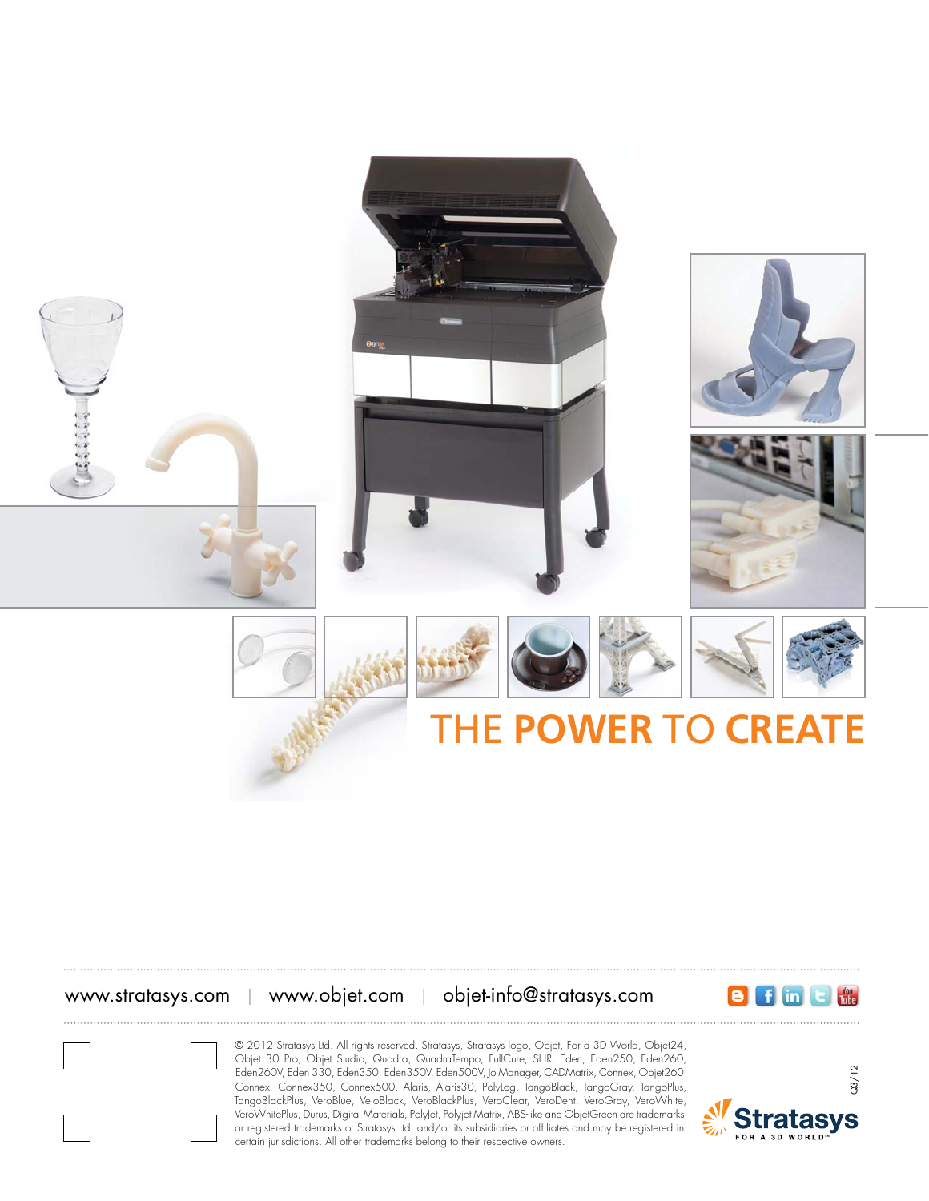# THE **POWER** TO **CREATE**

www.stratasys.com | www.objet.com | objet-info@stratasys.com

© 2012 Stratasys Ltd. All rights reserved. Stratasys, Stratasys logo, Objet, For a 3D World, Objet24, Objet 30 Pro, Objet Studio, Quadra, QuadraTempo, FullCure, SHR, Eden, Eden250, Eden260, Eden260V, Eden 330, Eden350, Eden350V, Eden500V, Jo Manager, CADMatrix, Connex, Objet260 Connex, Connex350, Connex500, Alaris, Alaris30, PolyLog, TangoBlack, TangoGray, TangoPlus, TangoBlackPlus, VeroBlue, VeloBlack, VeroBlackPlus, VeroClear, VeroDent, VeroGray, VeroWhite, VeroWhitePlus, Durus, Digital Materials, PolyJet, Polyjet Matrix, ABS-like and ObjetGreen are trademarks or registered trademarks of Stratasys Ltd. and/or its subsidiaries or affiliates and may be registered in certain jurisdictions. All other trademarks belong to their respective owners.

Q3/12

Stratasys
FOR A 3D WORLD™